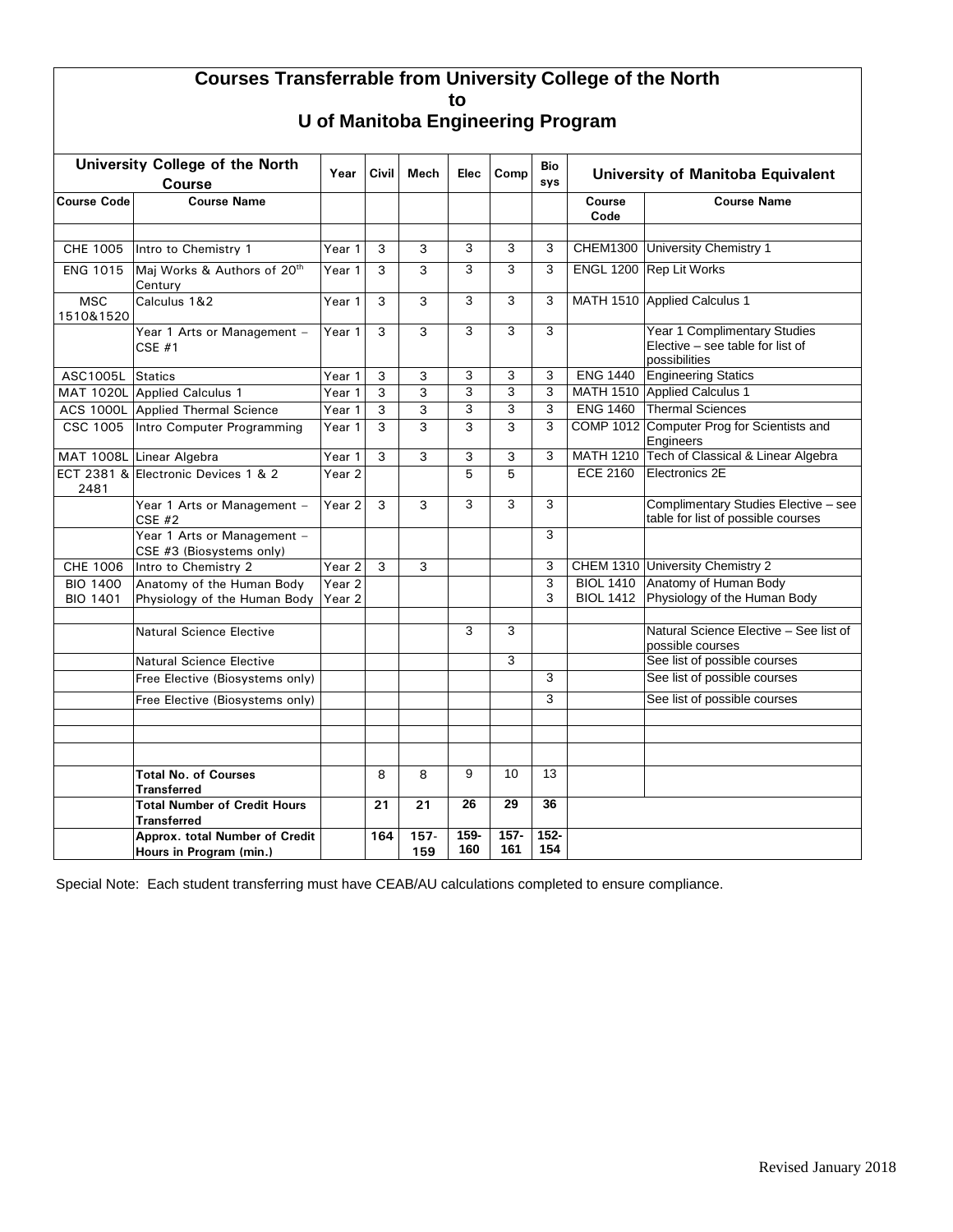# Courses Transferrable from University College of the North to U of Manitoba Engineering Program

| University College of the North Course | | Year | Civil | Mech | Elec | Comp | Bio sys | University of Manitoba Equivalent | |
|---|---|---|---|---|---|---|---|---|---|
| **Course Code** | **Course Name** | | | | | | | **Course Code** | **Course Name** |
| | | | | | | | | | |
| CHE 1005 | Intro to Chemistry 1 | Year 1 | 3 | 3 | 3 | 3 | 3 | CHEM1300 | University Chemistry 1 |
| ENG 1015 | Maj Works & Authors of 20th Century | Year 1 | 3 | 3 | 3 | 3 | 3 | ENGL 1200 | Rep Lit Works |
| MSC 1510&1520 | Calculus 1&2 | Year 1 | 3 | 3 | 3 | 3 | 3 | MATH 1510 | Applied Calculus 1 |
| | Year 1 Arts or Management – CSE #1 | Year 1 | 3 | 3 | 3 | 3 | 3 | | Year 1 Complimentary Studies Elective – see table for list of possibilities |
| ASC1005L | Statics | Year 1 | 3 | 3 | 3 | 3 | 3 | ENG 1440 | Engineering Statics |
| MAT 1020L | Applied Calculus 1 | Year 1 | 3 | 3 | 3 | 3 | 3 | MATH 1510 | Applied Calculus 1 |
| ACS 1000L | Applied Thermal Science | Year 1 | 3 | 3 | 3 | 3 | 3 | ENG 1460 | Thermal Sciences |
| CSC 1005 | Intro Computer Programming | Year 1 | 3 | 3 | 3 | 3 | 3 | COMP 1012 | Computer Prog for Scientists and Engineers |
| MAT 1008L | Linear Algebra | Year 1 | 3 | 3 | 3 | 3 | 3 | MATH 1210 | Tech of Classical & Linear Algebra |
| ECT 2381 & 2481 | Electronic Devices 1 & 2 | Year 2 | | | 5 | 5 | | ECE 2160 | Electronics 2E |
| | Year 1 Arts or Management – CSE #2 | Year 2 | 3 | 3 | 3 | 3 | 3 | | Complimentary Studies Elective – see table for list of possible courses |
| | Year 1 Arts or Management – CSE #3 (Biosystems only) | | | | | | 3 | | |
| CHE 1006 | Intro to Chemistry 2 | Year 2 | 3 | 3 | | | 3 | CHEM 1310 | University Chemistry 2 |
| BIO 1400<br>BIO 1401 | Anatomy of the Human Body<br>Physiology of the Human Body | Year 2<br>Year 2 | | | | | 3<br>3 | BIOL 1410<br>BIOL 1412 | Anatomy of Human Body<br>Physiology of the Human Body |
| | | | | | | | | | |
| | Natural Science Elective | | | | 3 | 3 | | | Natural Science Elective – See list of possible courses |
| | Natural Science Elective | | | | | 3 | | | See list of possible courses |
| | Free Elective (Biosystems only) | | | | | | 3 | | See list of possible courses |
| | Free Elective (Biosystems only) | | | | | | 3 | | See list of possible courses |
| | | | | | | | | | |
| | | | | | | | | | |
| | | | | | | | | | |
| | **Total No. of Courses Transferred** | | 8 | 8 | 9 | 10 | 13 | | |
| | **Total Number of Credit Hours Transferred** | | **21** | **21** | **26** | **29** | **36** | | |
| | **Approx. total Number of Credit Hours in Program (min.)** | | **164** | **157-159** | **159-160** | **157-161** | **152-154** | | |

Special Note: Each student transferring must have CEAB/AU calculations completed to ensure compliance.

Revised January 2018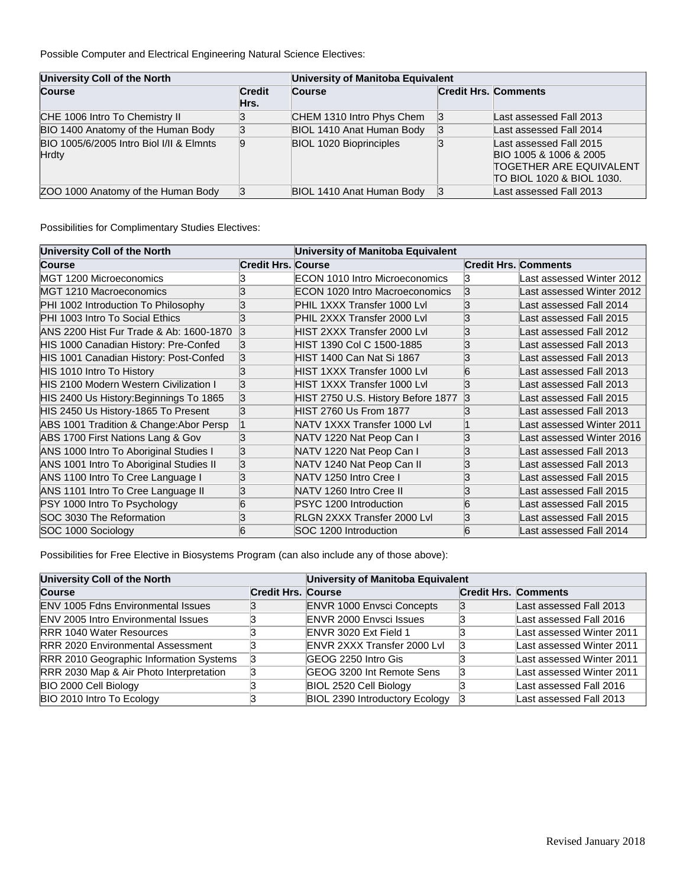Possible Computer and Electrical Engineering Natural Science Electives:

| University Coll of the North | | University of Manitoba Equivalent | | |
|---|---|---|---|---|
| **Course** | **Credit Hrs.** | **Course** | **Credit Hrs.** | **Comments** |
| CHE 1006 Intro To Chemistry II | 3 | CHEM 1310 Intro Phys Chem | 3 | Last assessed Fall 2013 |
| BIO 1400 Anatomy of the Human Body | 3 | BIOL 1410 Anat Human Body | 3 | Last assessed Fall 2014 |
| BIO 1005/6/2005 Intro Biol I/II & Elmnts Hrdty | 9 | BIOL 1020 Bioprinciples | 3 | Last assessed Fall 2015 BIO 1005 & 1006 & 2005 TOGETHER ARE EQUIVALENT TO BIOL 1020 & BIOL 1030. |
| ZOO 1000 Anatomy of the Human Body | 3 | BIOL 1410 Anat Human Body | 3 | Last assessed Fall 2013 |

Possibilities for Complimentary Studies Electives:

| University Coll of the North | | University of Manitoba Equivalent | | |
|---|---|---|---|---|
| **Course** | **Credit Hrs.** | **Course** | **Credit Hrs.** | **Comments** |
| MGT 1200 Microeconomics | 3 | ECON 1010 Intro Microeconomics | 3 | Last assessed Winter 2012 |
| MGT 1210 Macroeconomics | 3 | ECON 1020 Intro Macroeconomics | 3 | Last assessed Winter 2012 |
| PHI 1002 Introduction To Philosophy | 3 | PHIL 1XXX Transfer 1000 Lvl | 3 | Last assessed Fall 2014 |
| PHI 1003 Intro To Social Ethics | 3 | PHIL 2XXX Transfer 2000 Lvl | 3 | Last assessed Fall 2015 |
| ANS 2200 Hist Fur Trade & Ab: 1600-1870 | 3 | HIST 2XXX Transfer 2000 Lvl | 3 | Last assessed Fall 2012 |
| HIS 1000 Canadian History: Pre-Confed | 3 | HIST 1390 Col C 1500-1885 | 3 | Last assessed Fall 2013 |
| HIS 1001 Canadian History: Post-Confed | 3 | HIST 1400 Can Nat Si 1867 | 3 | Last assessed Fall 2013 |
| HIS 1010 Intro To History | 3 | HIST 1XXX Transfer 1000 Lvl | 6 | Last assessed Fall 2013 |
| HIS 2100 Modern Western Civilization I | 3 | HIST 1XXX Transfer 1000 Lvl | 3 | Last assessed Fall 2013 |
| HIS 2400 Us History:Beginnings To 1865 | 3 | HIST 2750 U.S. History Before 1877 | 3 | Last assessed Fall 2015 |
| HIS 2450 Us History-1865 To Present | 3 | HIST 2760 Us From 1877 | 3 | Last assessed Fall 2013 |
| ABS 1001 Tradition & Change:Abor Persp | 1 | NATV 1XXX Transfer 1000 Lvl | 1 | Last assessed Winter 2011 |
| ABS 1700 First Nations Lang & Gov | 3 | NATV 1220 Nat Peop Can I | 3 | Last assessed Winter 2016 |
| ANS 1000 Intro To Aboriginal Studies I | 3 | NATV 1220 Nat Peop Can I | 3 | Last assessed Fall 2013 |
| ANS 1001 Intro To Aboriginal Studies II | 3 | NATV 1240 Nat Peop Can II | 3 | Last assessed Fall 2013 |
| ANS 1100 Intro To Cree Language I | 3 | NATV 1250 Intro Cree I | 3 | Last assessed Fall 2015 |
| ANS 1101 Intro To Cree Language II | 3 | NATV 1260 Intro Cree II | 3 | Last assessed Fall 2015 |
| PSY 1000 Intro To Psychology | 6 | PSYC 1200 Introduction | 6 | Last assessed Fall 2015 |
| SOC 3030 The Reformation | 3 | RLGN 2XXX Transfer 2000 Lvl | 3 | Last assessed Fall 2015 |
| SOC 1000 Sociology | 6 | SOC 1200 Introduction | 6 | Last assessed Fall 2014 |

Possibilities for Free Elective in Biosystems Program (can also include any of those above):

| University Coll of the North | | University of Manitoba Equivalent | | |
|---|---|---|---|---|
| **Course** | **Credit Hrs.** | **Course** | **Credit Hrs.** | **Comments** |
| ENV 1005 Fdns Environmental Issues | 3 | ENVR 1000 Envsci Concepts | 3 | Last assessed Fall 2013 |
| ENV 2005 Intro Environmental Issues | 3 | ENVR 2000 Envsci Issues | 3 | Last assessed Fall 2016 |
| RRR 1040 Water Resources | 3 | ENVR 3020 Ext Field 1 | 3 | Last assessed Winter 2011 |
| RRR 2020 Environmental Assessment | 3 | ENVR 2XXX Transfer 2000 Lvl | 3 | Last assessed Winter 2011 |
| RRR 2010 Geographic Information Systems | 3 | GEOG 2250 Intro Gis | 3 | Last assessed Winter 2011 |
| RRR 2030 Map & Air Photo Interpretation | 3 | GEOG 3200 Int Remote Sens | 3 | Last assessed Winter 2011 |
| BIO 2000 Cell Biology | 3 | BIOL 2520 Cell Biology | 3 | Last assessed Fall 2016 |
| BIO 2010 Intro To Ecology | 3 | BIOL 2390 Introductory Ecology | 3 | Last assessed Fall 2013 |

Revised January 2018